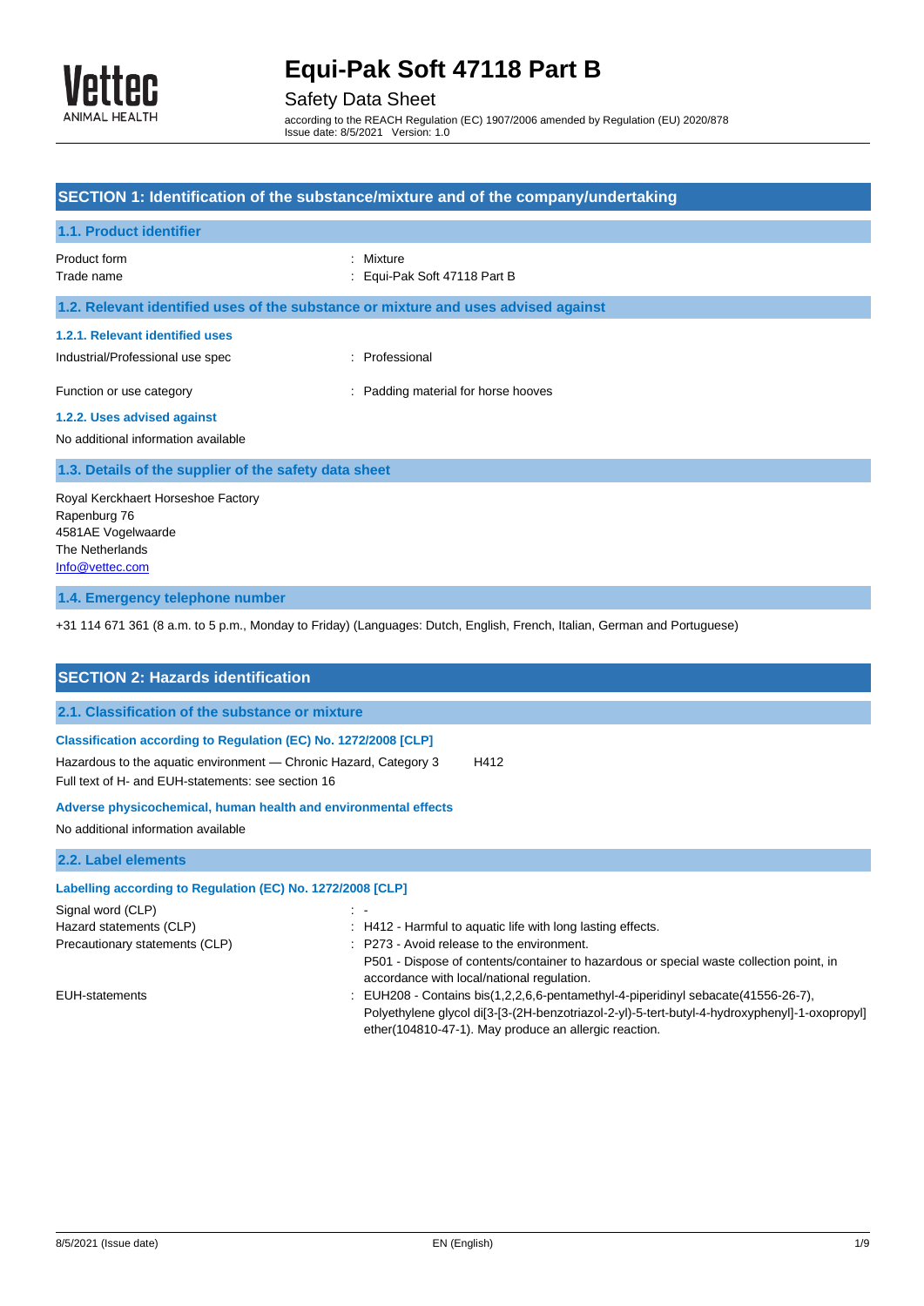# Equi-Pak Soft 47118 Part B

Safety Data Sheet

according to the REACH Regulation (EC) 1907/2006 amended by Regulation (EU) 2020/878
Issue date: 8/5/2021 Version: 1.0

## SECTION 1: Identification of the substance/mixture and of the company/undertaking

### 1.1. Product identifier

| | |
|---|---|
| Product form | : Mixture |
| Trade name | : Equi-Pak Soft 47118 Part B |

### 1.2. Relevant identified uses of the substance or mixture and uses advised against

#### 1.2.1. Relevant identified uses

| | |
|---|---|
| Industrial/Professional use spec | : Professional |
| Function or use category | : Padding material for horse hooves |

#### 1.2.2. Uses advised against

No additional information available

### 1.3. Details of the supplier of the safety data sheet

Royal Kerckhaert Horseshoe Factory
Rapenburg 76
4581AE Vogelwaarde
The Netherlands
Info@vettec.com

### 1.4. Emergency telephone number

+31 114 671 361 (8 a.m. to 5 p.m., Monday to Friday) (Languages: Dutch, English, French, Italian, German and Portuguese)

## SECTION 2: Hazards identification

### 2.1. Classification of the substance or mixture

**Classification according to Regulation (EC) No. 1272/2008 [CLP]**

Hazardous to the aquatic environment — Chronic Hazard, Category 3 H412

Full text of H- and EUH-statements: see section 16

**Adverse physicochemical, human health and environmental effects**

No additional information available

### 2.2. Label elements

**Labelling according to Regulation (EC) No. 1272/2008 [CLP]**

| | |
|---|---|
| Signal word (CLP) | : - |
| Hazard statements (CLP) | : H412 - Harmful to aquatic life with long lasting effects. |
| Precautionary statements (CLP) | : P273 - Avoid release to the environment.<br>P501 - Dispose of contents/container to hazardous or special waste collection point, in accordance with local/national regulation. |
| EUH-statements | : EUH208 - Contains bis(1,2,2,6,6-pentamethyl-4-piperidinyl sebacate(41556-26-7), Polyethylene glycol di[3-[3-(2H-benzotriazol-2-yl)-5-tert-butyl-4-hydroxyphenyl]-1-oxopropyl] ether(104810-47-1). May produce an allergic reaction. |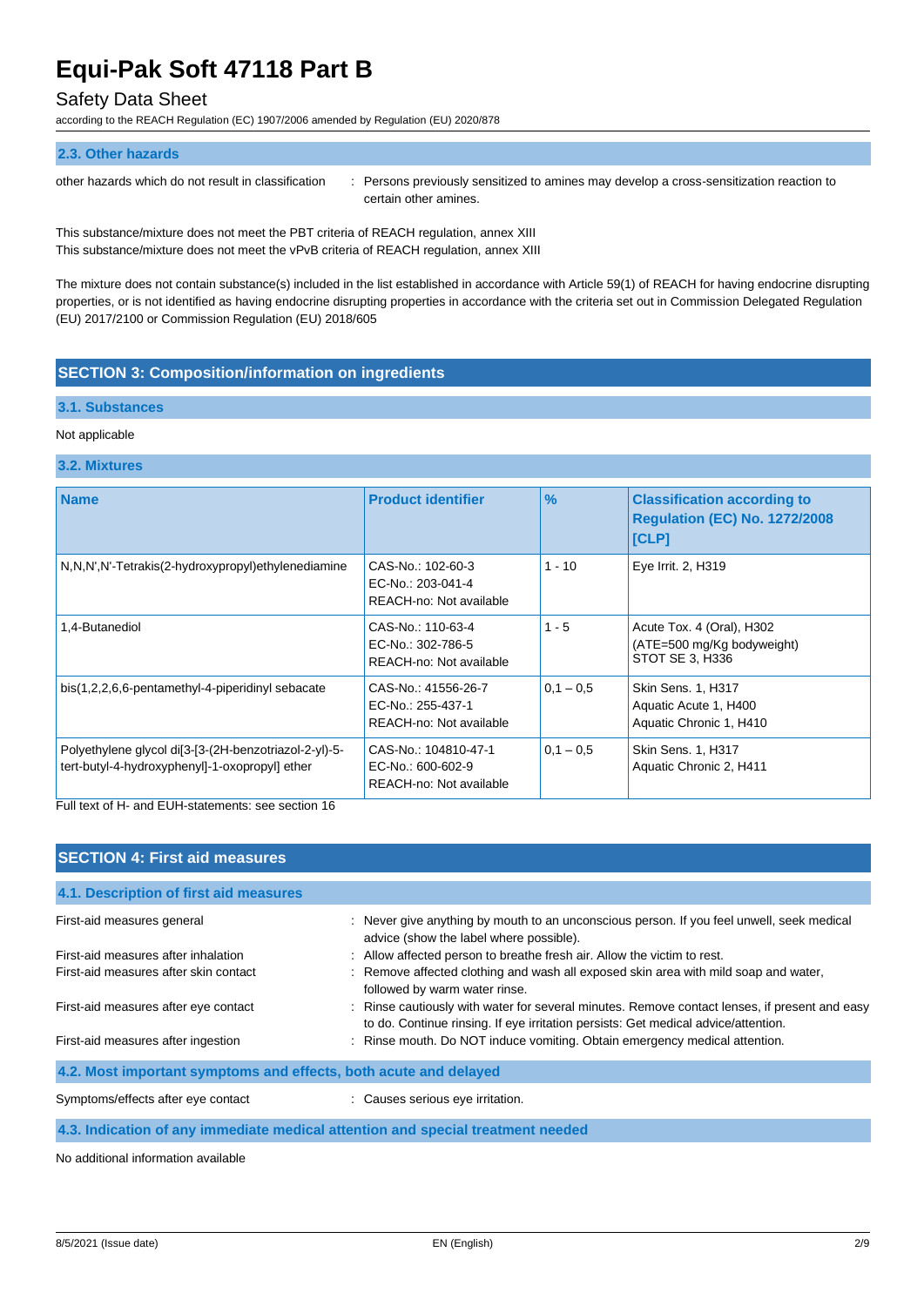### 2.3. Other hazards

other hazards which do not result in classification : Persons previously sensitized to amines may develop a cross-sensitization reaction to certain other amines.

This substance/mixture does not meet the PBT criteria of REACH regulation, annex XIII
This substance/mixture does not meet the vPvB criteria of REACH regulation, annex XIII

The mixture does not contain substance(s) included in the list established in accordance with Article 59(1) of REACH for having endocrine disrupting properties, or is not identified as having endocrine disrupting properties in accordance with the criteria set out in Commission Delegated Regulation (EU) 2017/2100 or Commission Regulation (EU) 2018/605

## SECTION 3: Composition/information on ingredients

### 3.1. Substances

Not applicable

### 3.2. Mixtures

| Name | Product identifier | % | Classification according to Regulation (EC) No. 1272/2008 [CLP] |
|---|---|---|---|
| N,N,N',N'-Tetrakis(2-hydroxypropyl)ethylenediamine | CAS-No.: 102-60-3<br>EC-No.: 203-041-4<br>REACH-no: Not available | 1 - 10 | Eye Irrit. 2, H319 |
| 1,4-Butanediol | CAS-No.: 110-63-4<br>EC-No.: 302-786-5<br>REACH-no: Not available | 1 - 5 | Acute Tox. 4 (Oral), H302<br>(ATE=500 mg/Kg bodyweight)<br>STOT SE 3, H336 |
| bis(1,2,2,6,6-pentamethyl-4-piperidinyl sebacate | CAS-No.: 41556-26-7<br>EC-No.: 255-437-1<br>REACH-no: Not available | 0,1 – 0,5 | Skin Sens. 1, H317<br>Aquatic Acute 1, H400<br>Aquatic Chronic 1, H410 |
| Polyethylene glycol di[3-[3-(2H-benzotriazol-2-yl)-5-tert-butyl-4-hydroxyphenyl]-1-oxopropyl] ether | CAS-No.: 104810-47-1<br>EC-No.: 600-602-9<br>REACH-no: Not available | 0,1 – 0,5 | Skin Sens. 1, H317<br>Aquatic Chronic 2, H411 |

Full text of H- and EUH-statements: see section 16

## SECTION 4: First aid measures

### 4.1. Description of first aid measures

First-aid measures general : Never give anything by mouth to an unconscious person. If you feel unwell, seek medical advice (show the label where possible).

First-aid measures after inhalation : Allow affected person to breathe fresh air. Allow the victim to rest.

First-aid measures after skin contact : Remove affected clothing and wash all exposed skin area with mild soap and water, followed by warm water rinse.

First-aid measures after eye contact : Rinse cautiously with water for several minutes. Remove contact lenses, if present and easy to do. Continue rinsing. If eye irritation persists: Get medical advice/attention.

First-aid measures after ingestion : Rinse mouth. Do NOT induce vomiting. Obtain emergency medical attention.

### 4.2. Most important symptoms and effects, both acute and delayed

Symptoms/effects after eye contact : Causes serious eye irritation.

### 4.3. Indication of any immediate medical attention and special treatment needed

No additional information available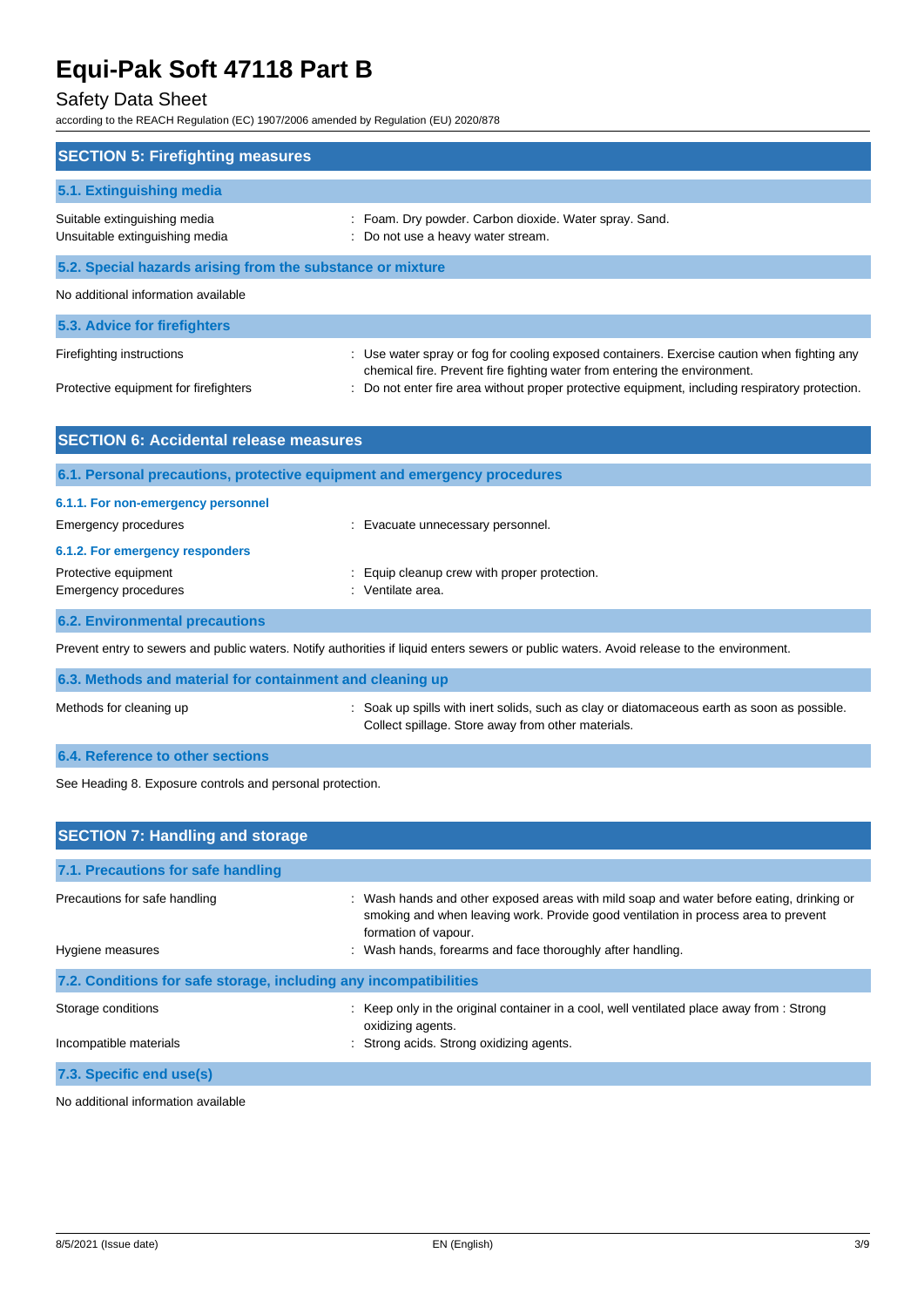## SECTION 5: Firefighting measures

### 5.1. Extinguishing media

| | |
|---|---|
| Suitable extinguishing media | : Foam. Dry powder. Carbon dioxide. Water spray. Sand. |
| Unsuitable extinguishing media | : Do not use a heavy water stream. |

### 5.2. Special hazards arising from the substance or mixture

No additional information available

### 5.3. Advice for firefighters

| | |
|---|---|
| Firefighting instructions | : Use water spray or fog for cooling exposed containers. Exercise caution when fighting any chemical fire. Prevent fire fighting water from entering the environment. |
| Protective equipment for firefighters | : Do not enter fire area without proper protective equipment, including respiratory protection. |

## SECTION 6: Accidental release measures

### 6.1. Personal precautions, protective equipment and emergency procedures

#### 6.1.1. For non-emergency personnel

| | |
|---|---|
| Emergency procedures | : Evacuate unnecessary personnel. |

#### 6.1.2. For emergency responders

| | |
|---|---|
| Protective equipment | : Equip cleanup crew with proper protection. |
| Emergency procedures | : Ventilate area. |

### 6.2. Environmental precautions

Prevent entry to sewers and public waters. Notify authorities if liquid enters sewers or public waters. Avoid release to the environment.

### 6.3. Methods and material for containment and cleaning up

| | |
|---|---|
| Methods for cleaning up | : Soak up spills with inert solids, such as clay or diatomaceous earth as soon as possible. Collect spillage. Store away from other materials. |

### 6.4. Reference to other sections

See Heading 8. Exposure controls and personal protection.

## SECTION 7: Handling and storage

### 7.1. Precautions for safe handling

| | |
|---|---|
| Precautions for safe handling | : Wash hands and other exposed areas with mild soap and water before eating, drinking or smoking and when leaving work. Provide good ventilation in process area to prevent formation of vapour. |
| Hygiene measures | : Wash hands, forearms and face thoroughly after handling. |

### 7.2. Conditions for safe storage, including any incompatibilities

| | |
|---|---|
| Storage conditions | : Keep only in the original container in a cool, well ventilated place away from : Strong oxidizing agents. |
| Incompatible materials | : Strong acids. Strong oxidizing agents. |

### 7.3. Specific end use(s)

No additional information available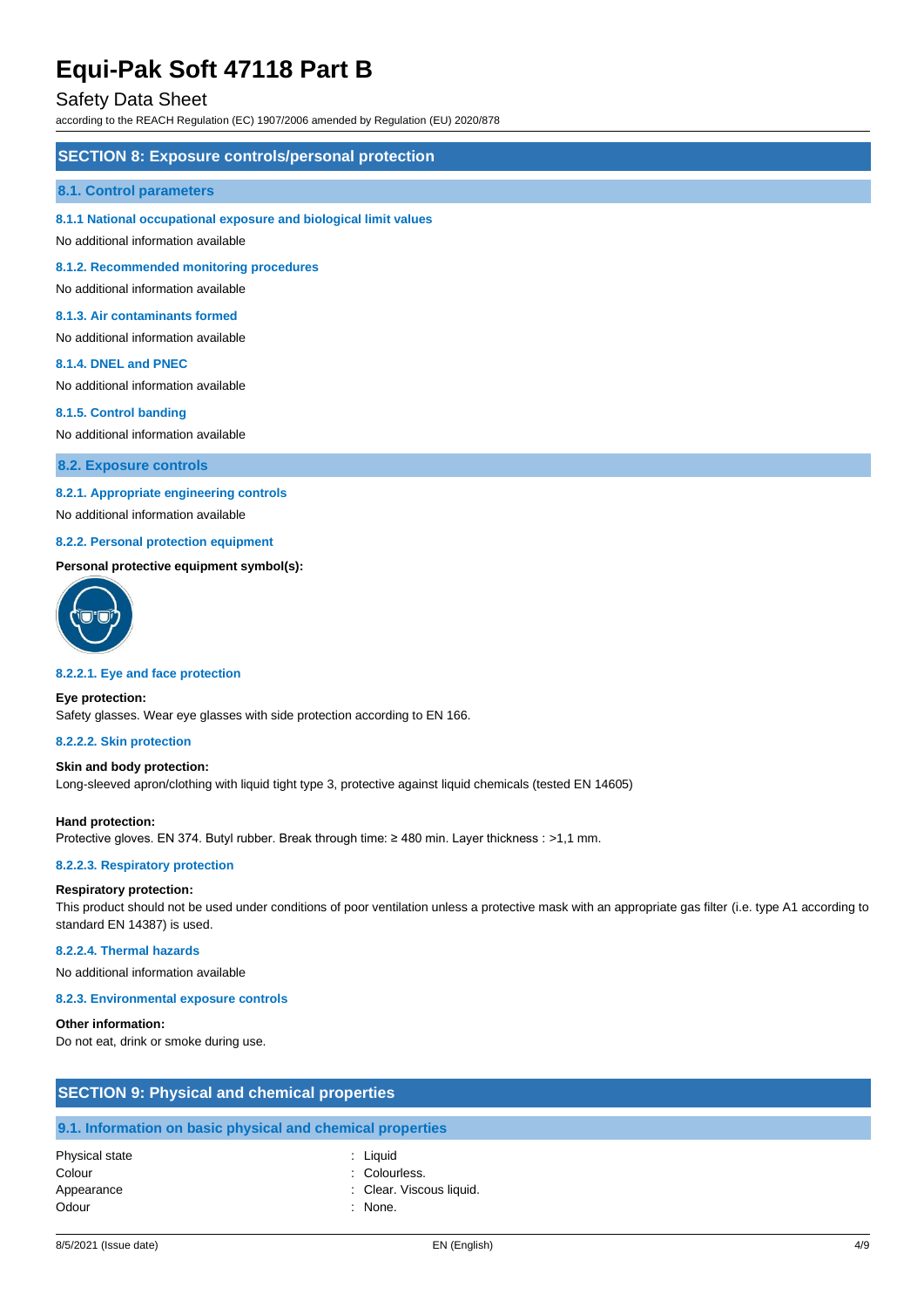## SECTION 8: Exposure controls/personal protection

### 8.1. Control parameters

#### 8.1.1 National occupational exposure and biological limit values

No additional information available

#### 8.1.2. Recommended monitoring procedures

No additional information available

#### 8.1.3. Air contaminants formed

No additional information available

#### 8.1.4. DNEL and PNEC

No additional information available

#### 8.1.5. Control banding

No additional information available

### 8.2. Exposure controls

#### 8.2.1. Appropriate engineering controls

No additional information available

#### 8.2.2. Personal protection equipment

**Personal protective equipment symbol(s):**

#### 8.2.2.1. Eye and face protection

**Eye protection:**

Safety glasses. Wear eye glasses with side protection according to EN 166.

#### 8.2.2.2. Skin protection

**Skin and body protection:**

Long-sleeved apron/clothing with liquid tight type 3, protective against liquid chemicals (tested EN 14605)

**Hand protection:**

Protective gloves. EN 374. Butyl rubber. Break through time: ≥ 480 min. Layer thickness : >1,1 mm.

#### 8.2.2.3. Respiratory protection

**Respiratory protection:**

This product should not be used under conditions of poor ventilation unless a protective mask with an appropriate gas filter (i.e. type A1 according to standard EN 14387) is used.

#### 8.2.2.4. Thermal hazards

No additional information available

#### 8.2.3. Environmental exposure controls

**Other information:**

Do not eat, drink or smoke during use.

## SECTION 9: Physical and chemical properties

### 9.1. Information on basic physical and chemical properties

| | |
|---|---|
| Physical state | : Liquid |
| Colour | : Colourless. |
| Appearance | : Clear. Viscous liquid. |
| Odour | : None. |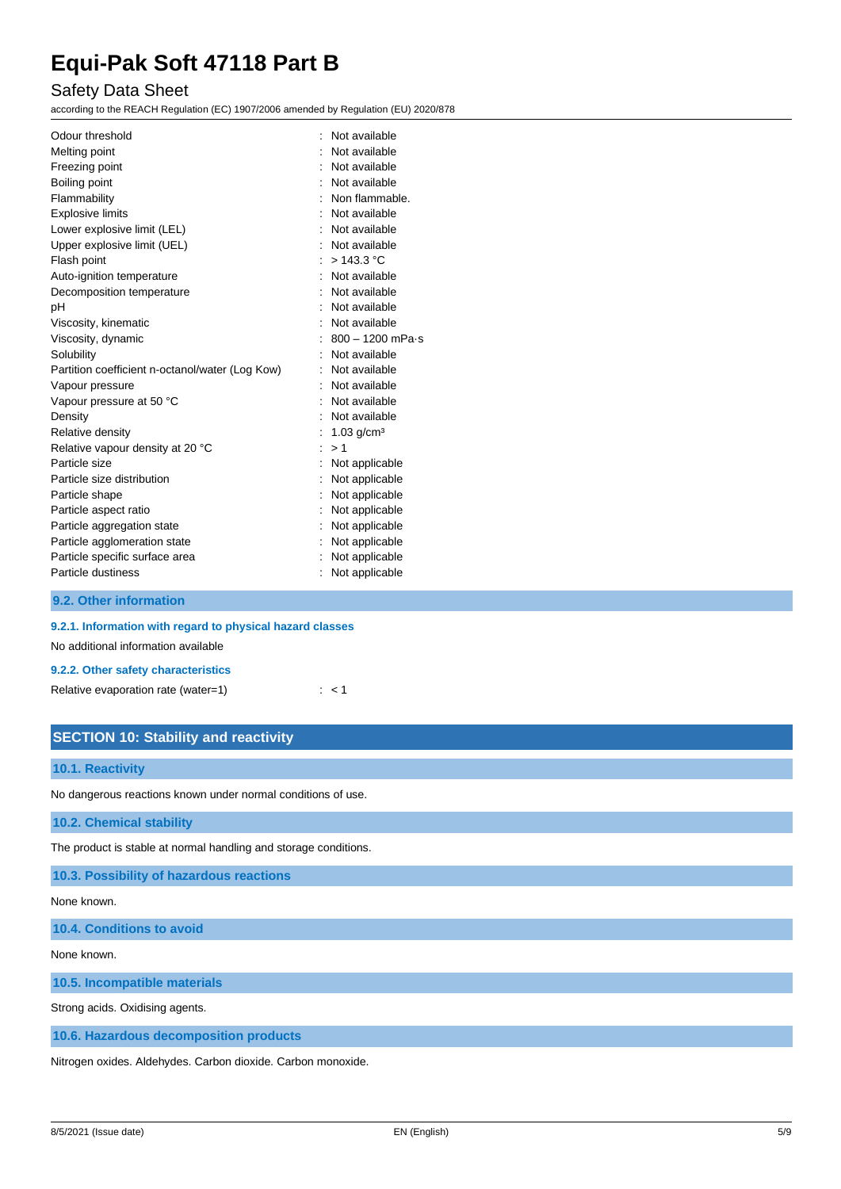| | |
|---|---|
| Odour threshold | : Not available |
| Melting point | : Not available |
| Freezing point | : Not available |
| Boiling point | : Not available |
| Flammability | : Non flammable. |
| Explosive limits | : Not available |
| Lower explosive limit (LEL) | : Not available |
| Upper explosive limit (UEL) | : Not available |
| Flash point | : > 143.3 °C |
| Auto-ignition temperature | : Not available |
| Decomposition temperature | : Not available |
| pH | : Not available |
| Viscosity, kinematic | : Not available |
| Viscosity, dynamic | : 800 – 1200 mPa·s |
| Solubility | : Not available |
| Partition coefficient n-octanol/water (Log Kow) | : Not available |
| Vapour pressure | : Not available |
| Vapour pressure at 50 °C | : Not available |
| Density | : Not available |
| Relative density | : 1.03 g/cm³ |
| Relative vapour density at 20 °C | : > 1 |
| Particle size | : Not applicable |
| Particle size distribution | : Not applicable |
| Particle shape | : Not applicable |
| Particle aspect ratio | : Not applicable |
| Particle aggregation state | : Not applicable |
| Particle agglomeration state | : Not applicable |
| Particle specific surface area | : Not applicable |
| Particle dustiness | : Not applicable |

### 9.2. Other information

#### 9.2.1. Information with regard to physical hazard classes

No additional information available

#### 9.2.2. Other safety characteristics

Relative evaporation rate (water=1) : < 1

## SECTION 10: Stability and reactivity

### 10.1. Reactivity

No dangerous reactions known under normal conditions of use.

### 10.2. Chemical stability

The product is stable at normal handling and storage conditions.

### 10.3. Possibility of hazardous reactions

None known.

### 10.4. Conditions to avoid

None known.

### 10.5. Incompatible materials

Strong acids. Oxidising agents.

### 10.6. Hazardous decomposition products

Nitrogen oxides. Aldehydes. Carbon dioxide. Carbon monoxide.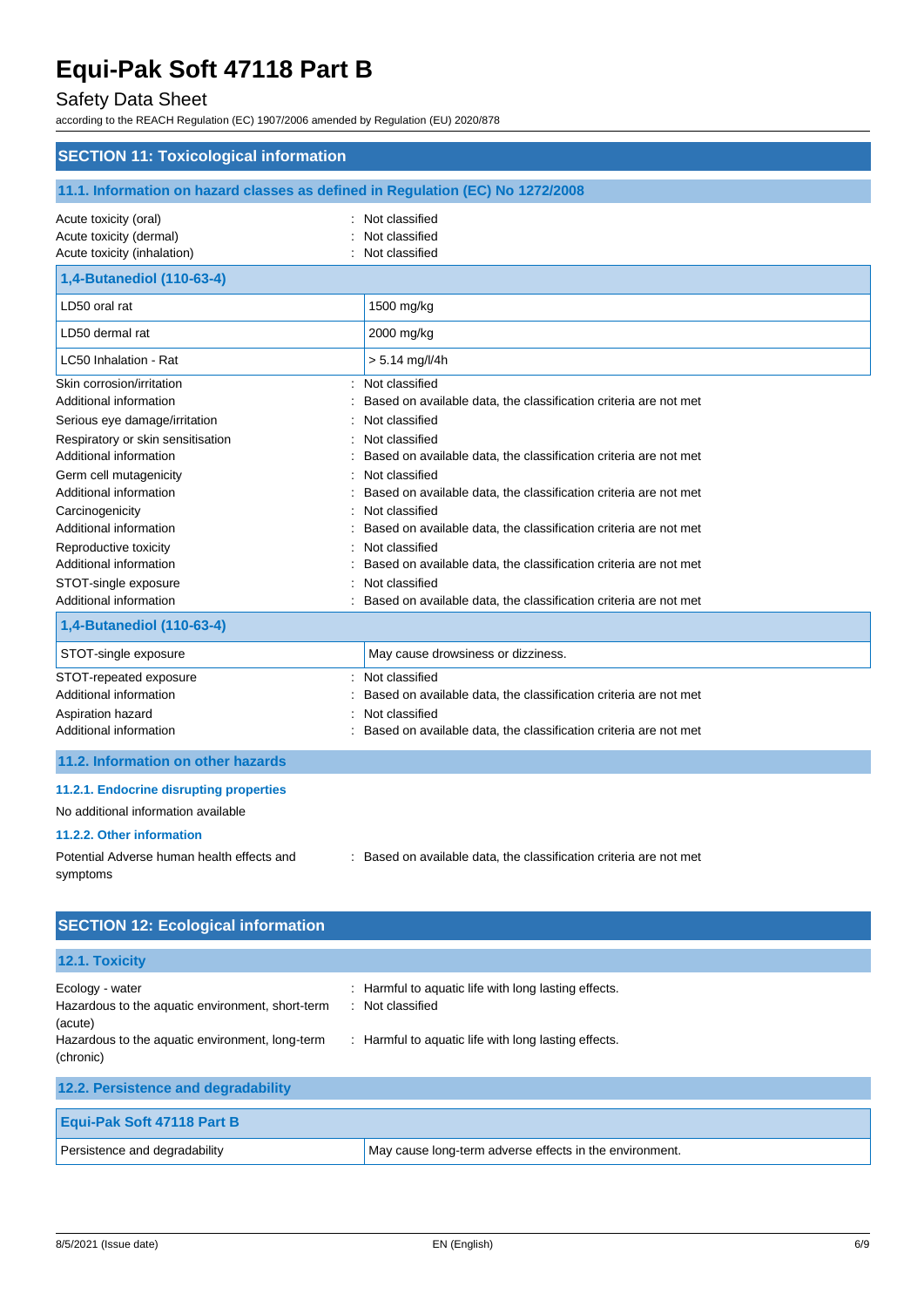## SECTION 11: Toxicological information

### 11.1. Information on hazard classes as defined in Regulation (EC) No 1272/2008

| | |
|---|---|
| Acute toxicity (oral) | : Not classified |
| Acute toxicity (dermal) | : Not classified |
| Acute toxicity (inhalation) | : Not classified |

| 1,4-Butanediol (110-63-4) | |
|---|---|
| LD50 oral rat | 1500 mg/kg |
| LD50 dermal rat | 2000 mg/kg |
| LC50 Inhalation - Rat | > 5.14 mg/l/4h |

| | |
|---|---|
| Skin corrosion/irritation | : Not classified |
| Additional information | : Based on available data, the classification criteria are not met |
| Serious eye damage/irritation | : Not classified |
| Respiratory or skin sensitisation | : Not classified |
| Additional information | : Based on available data, the classification criteria are not met |
| Germ cell mutagenicity | : Not classified |
| Additional information | : Based on available data, the classification criteria are not met |
| Carcinogenicity | : Not classified |
| Additional information | : Based on available data, the classification criteria are not met |
| Reproductive toxicity | : Not classified |
| Additional information | : Based on available data, the classification criteria are not met |
| STOT-single exposure | : Not classified |
| Additional information | : Based on available data, the classification criteria are not met |

| 1,4-Butanediol (110-63-4) | |
|---|---|
| STOT-single exposure | May cause drowsiness or dizziness. |

| | |
|---|---|
| STOT-repeated exposure | : Not classified |
| Additional information | : Based on available data, the classification criteria are not met |
| Aspiration hazard | : Not classified |
| Additional information | : Based on available data, the classification criteria are not met |

### 11.2. Information on other hazards

#### 11.2.1. Endocrine disrupting properties

No additional information available

#### 11.2.2. Other information

| | |
|---|---|
| Potential Adverse human health effects and symptoms | : Based on available data, the classification criteria are not met |

## SECTION 12: Ecological information

### 12.1. Toxicity

| | |
|---|---|
| Ecology - water | : Harmful to aquatic life with long lasting effects. |
| Hazardous to the aquatic environment, short-term (acute) | : Not classified |
| Hazardous to the aquatic environment, long-term (chronic) | : Harmful to aquatic life with long lasting effects. |

### 12.2. Persistence and degradability

| Equi-Pak Soft 47118 Part B | |
|---|---|
| Persistence and degradability | May cause long-term adverse effects in the environment. |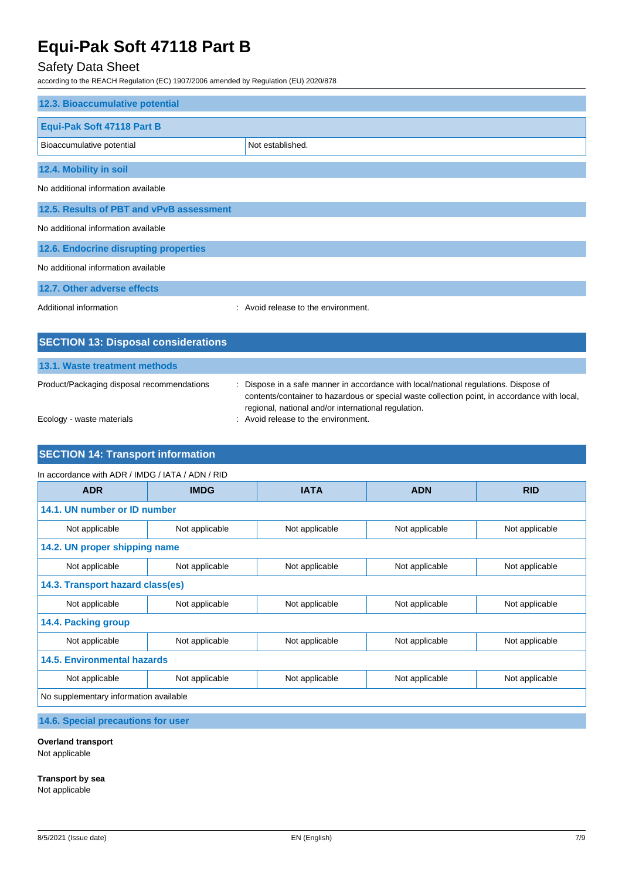### 12.3. Bioaccumulative potential

| Equi-Pak Soft 47118 Part B | |
|---|---|
| Bioaccumulative potential | Not established. |

### 12.4. Mobility in soil

No additional information available

### 12.5. Results of PBT and vPvB assessment

No additional information available

### 12.6. Endocrine disrupting properties

No additional information available

### 12.7. Other adverse effects

Additional information : Avoid release to the environment.

## SECTION 13: Disposal considerations

### 13.1. Waste treatment methods

Product/Packaging disposal recommendations : Dispose in a safe manner in accordance with local/national regulations. Dispose of contents/container to hazardous or special waste collection point, in accordance with local, regional, national and/or international regulation.

Ecology - waste materials : Avoid release to the environment.

## SECTION 14: Transport information

In accordance with ADR / IMDG / IATA / ADN / RID

| ADR | IMDG | IATA | ADN | RID |
|---|---|---|---|---|
| **14.1. UN number or ID number** | | | | |
| Not applicable | Not applicable | Not applicable | Not applicable | Not applicable |
| **14.2. UN proper shipping name** | | | | |
| Not applicable | Not applicable | Not applicable | Not applicable | Not applicable |
| **14.3. Transport hazard class(es)** | | | | |
| Not applicable | Not applicable | Not applicable | Not applicable | Not applicable |
| **14.4. Packing group** | | | | |
| Not applicable | Not applicable | Not applicable | Not applicable | Not applicable |
| **14.5. Environmental hazards** | | | | |
| Not applicable | Not applicable | Not applicable | Not applicable | Not applicable |
| No supplementary information available | | | | |

### 14.6. Special precautions for user

**Overland transport**
Not applicable

**Transport by sea**
Not applicable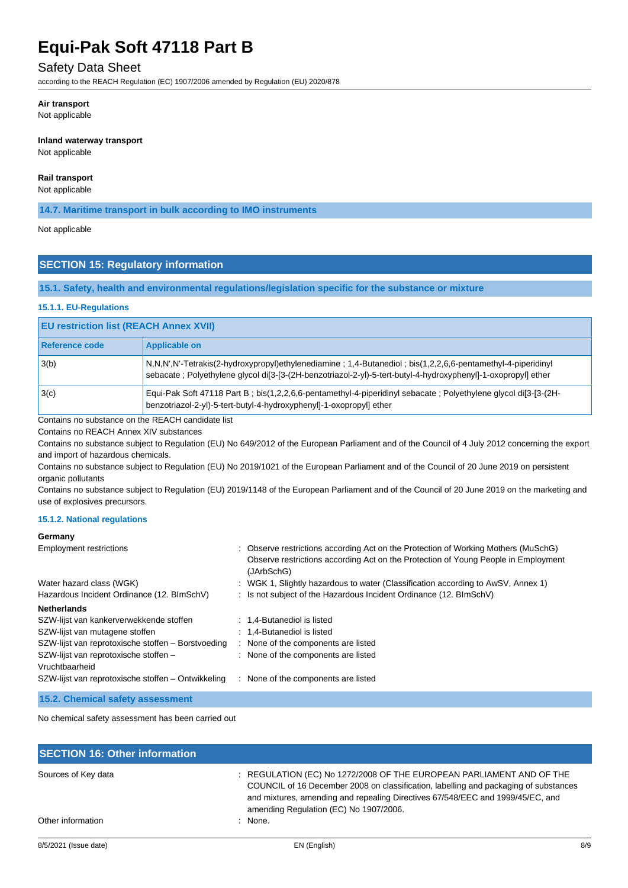**Air transport**

Not applicable

**Inland waterway transport**

Not applicable

**Rail transport**

Not applicable

### 14.7. Maritime transport in bulk according to IMO instruments

Not applicable

## SECTION 15: Regulatory information

### 15.1. Safety, health and environmental regulations/legislation specific for the substance or mixture

#### 15.1.1. EU-Regulations

| EU restriction list (REACH Annex XVII) | |
|---|---|
| **Reference code** | **Applicable on** |
| 3(b) | N,N,N',N'-Tetrakis(2-hydroxypropyl)ethylenediamine ; 1,4-Butanediol ; bis(1,2,2,6,6-pentamethyl-4-piperidinyl sebacate ; Polyethylene glycol di[3-[3-(2H-benzotriazol-2-yl)-5-tert-butyl-4-hydroxyphenyl]-1-oxopropyl] ether |
| 3(c) | Equi-Pak Soft 47118 Part B ; bis(1,2,2,6,6-pentamethyl-4-piperidinyl sebacate ; Polyethylene glycol di[3-[3-(2H-benzotriazol-2-yl)-5-tert-butyl-4-hydroxyphenyl]-1-oxopropyl] ether |

Contains no substance on the REACH candidate list

Contains no REACH Annex XIV substances

Contains no substance subject to Regulation (EU) No 649/2012 of the European Parliament and of the Council of 4 July 2012 concerning the export and import of hazardous chemicals.

Contains no substance subject to Regulation (EU) No 2019/1021 of the European Parliament and of the Council of 20 June 2019 on persistent organic pollutants

Contains no substance subject to Regulation (EU) 2019/1148 of the European Parliament and of the Council of 20 June 2019 on the marketing and use of explosives precursors.

#### 15.1.2. National regulations

**Germany**

| | |
|---|---|
| Employment restrictions | : Observe restrictions according Act on the Protection of Working Mothers (MuSchG) Observe restrictions according Act on the Protection of Young People in Employment (JArbSchG) |
| Water hazard class (WGK) | : WGK 1, Slightly hazardous to water (Classification according to AwSV, Annex 1) |
| Hazardous Incident Ordinance (12. BImSchV) | : Is not subject of the Hazardous Incident Ordinance (12. BImSchV) |

**Netherlands**

| | |
|---|---|
| SZW-lijst van kankerverwekkende stoffen | : 1,4-Butanediol is listed |
| SZW-lijst van mutagene stoffen | : 1,4-Butanediol is listed |
| SZW-lijst van reprotoxische stoffen – Borstvoeding | : None of the components are listed |
| SZW-lijst van reprotoxische stoffen – Vruchtbaarheid | : None of the components are listed |
| SZW-lijst van reprotoxische stoffen – Ontwikkeling | : None of the components are listed |

### 15.2. Chemical safety assessment

No chemical safety assessment has been carried out

## SECTION 16: Other information

| | |
|---|---|
| Sources of Key data | : REGULATION (EC) No 1272/2008 OF THE EUROPEAN PARLIAMENT AND OF THE COUNCIL of 16 December 2008 on classification, labelling and packaging of substances and mixtures, amending and repealing Directives 67/548/EEC and 1999/45/EC, and amending Regulation (EC) No 1907/2006. |
| Other information | : None. |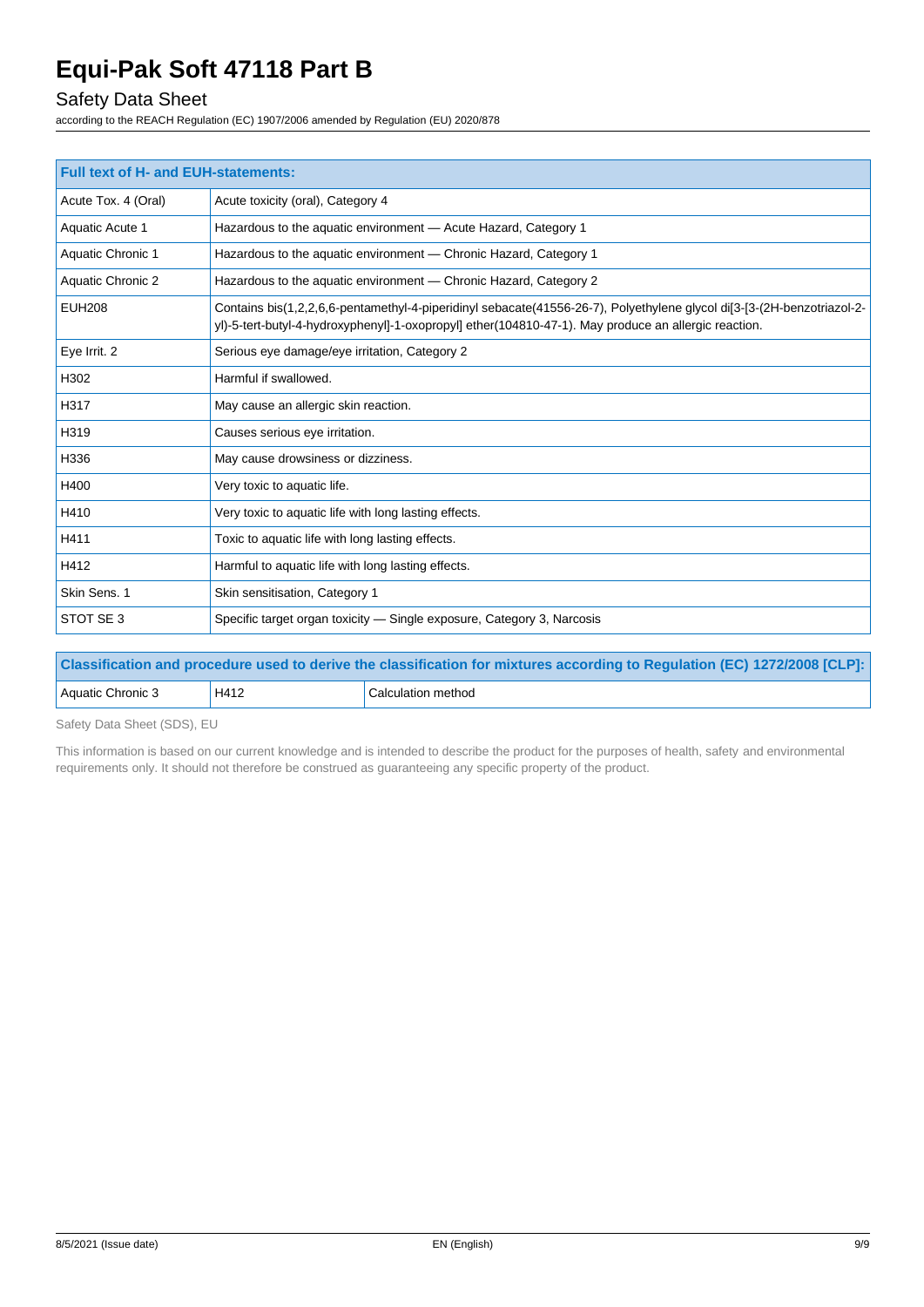| Full text of H- and EUH-statements: | |
|---|---|
| Acute Tox. 4 (Oral) | Acute toxicity (oral), Category 4 |
| Aquatic Acute 1 | Hazardous to the aquatic environment — Acute Hazard, Category 1 |
| Aquatic Chronic 1 | Hazardous to the aquatic environment — Chronic Hazard, Category 1 |
| Aquatic Chronic 2 | Hazardous to the aquatic environment — Chronic Hazard, Category 2 |
| EUH208 | Contains bis(1,2,2,6,6-pentamethyl-4-piperidinyl sebacate(41556-26-7), Polyethylene glycol di[3-[3-(2H-benzotriazol-2-yl)-5-tert-butyl-4-hydroxyphenyl]-1-oxopropyl] ether(104810-47-1). May produce an allergic reaction. |
| Eye Irrit. 2 | Serious eye damage/eye irritation, Category 2 |
| H302 | Harmful if swallowed. |
| H317 | May cause an allergic skin reaction. |
| H319 | Causes serious eye irritation. |
| H336 | May cause drowsiness or dizziness. |
| H400 | Very toxic to aquatic life. |
| H410 | Very toxic to aquatic life with long lasting effects. |
| H411 | Toxic to aquatic life with long lasting effects. |
| H412 | Harmful to aquatic life with long lasting effects. |
| Skin Sens. 1 | Skin sensitisation, Category 1 |
| STOT SE 3 | Specific target organ toxicity — Single exposure, Category 3, Narcosis |

| Classification and procedure used to derive the classification for mixtures according to Regulation (EC) 1272/2008 [CLP]: | | |
|---|---|---|
| Aquatic Chronic 3 | H412 | Calculation method |

Safety Data Sheet (SDS), EU

This information is based on our current knowledge and is intended to describe the product for the purposes of health, safety and environmental requirements only. It should not therefore be construed as guaranteeing any specific property of the product.